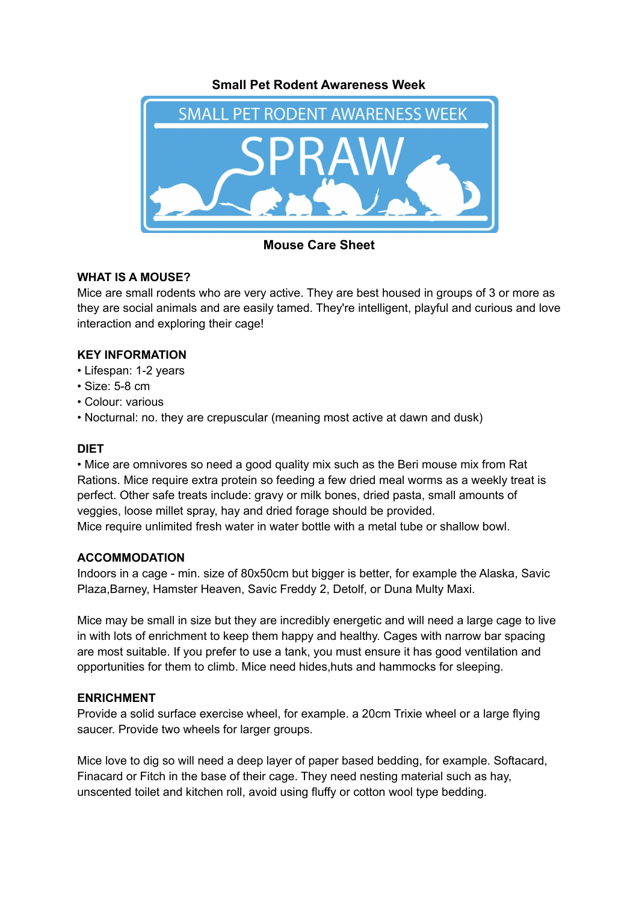**Small Pet Rodent Awareness Week**

**Mouse Care Sheet**

**WHAT IS A MOUSE?**

Mice are small rodents who are very active. They are best housed in groups of 3 or more as they are social animals and are easily tamed. They're intelligent, playful and curious and love interaction and exploring their cage!

**KEY INFORMATION**

• Lifespan: 1-2 years
• Size: 5-8 cm
• Colour: various
• Nocturnal: no. they are crepuscular (meaning most active at dawn and dusk)

**DIET**

• Mice are omnivores so need a good quality mix such as the Beri mouse mix from Rat Rations. Mice require extra protein so feeding a few dried meal worms as a weekly treat is perfect. Other safe treats include: gravy or milk bones, dried pasta, small amounts of veggies, loose millet spray, hay and dried forage should be provided.
Mice require unlimited fresh water in water bottle with a metal tube or shallow bowl.

**ACCOMMODATION**

Indoors in a cage - min. size of 80x50cm but bigger is better, for example the Alaska, Savic Plaza,Barney, Hamster Heaven, Savic Freddy 2, Detolf, or Duna Multy Maxi.

Mice may be small in size but they are incredibly energetic and will need a large cage to live in with lots of enrichment to keep them happy and healthy. Cages with narrow bar spacing are most suitable. If you prefer to use a tank, you must ensure it has good ventilation and opportunities for them to climb. Mice need hides,huts and hammocks for sleeping.

**ENRICHMENT**

Provide a solid surface exercise wheel, for example. a 20cm Trixie wheel or a large flying saucer. Provide two wheels for larger groups.

Mice love to dig so will need a deep layer of paper based bedding, for example. Softacard, Finacard or Fitch in the base of their cage. They need nesting material such as hay, unscented toilet and kitchen roll, avoid using fluffy or cotton wool type bedding.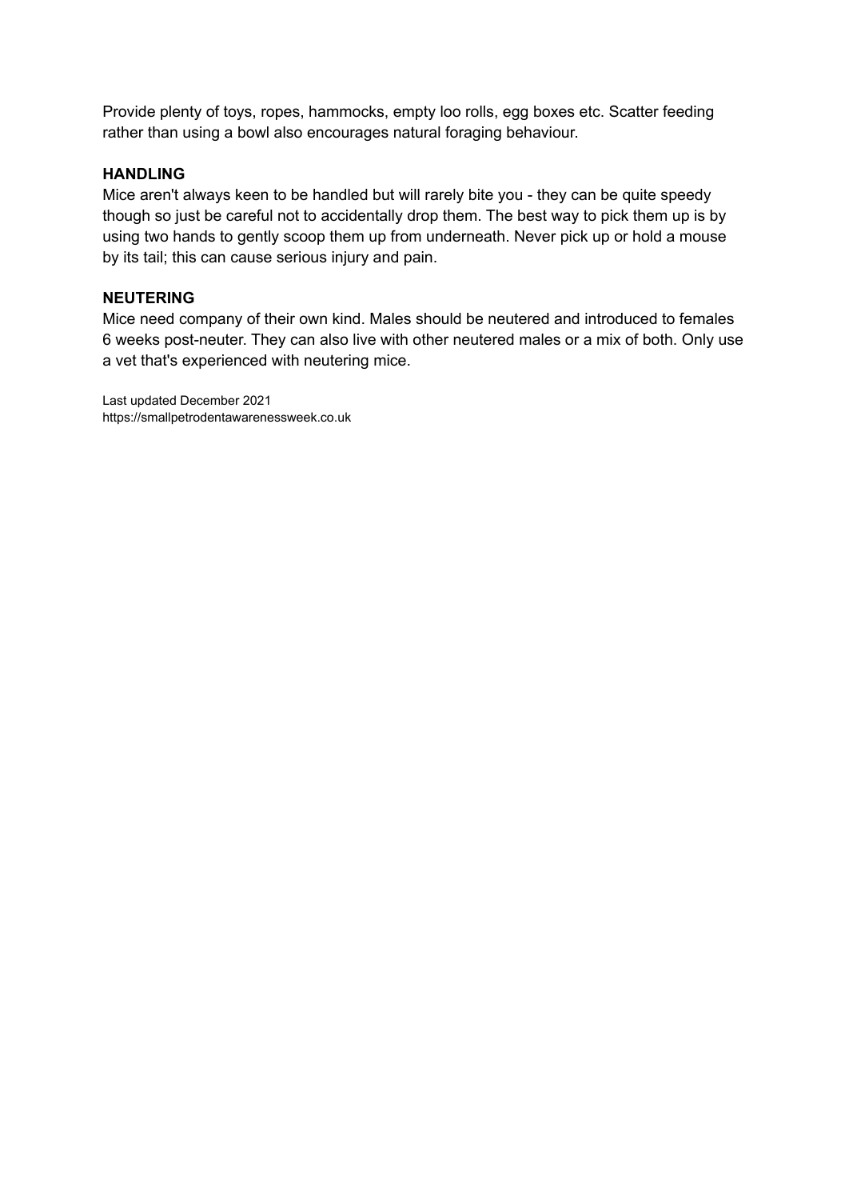Provide plenty of toys, ropes, hammocks, empty loo rolls, egg boxes etc. Scatter feeding rather than using a bowl also encourages natural foraging behaviour.

**HANDLING**

Mice aren't always keen to be handled but will rarely bite you - they can be quite speedy though so just be careful not to accidentally drop them. The best way to pick them up is by using two hands to gently scoop them up from underneath. Never pick up or hold a mouse by its tail; this can cause serious injury and pain.

**NEUTERING**

Mice need company of their own kind. Males should be neutered and introduced to females 6 weeks post-neuter. They can also live with other neutered males or a mix of both. Only use a vet that's experienced with neutering mice.

Last updated December 2021
https://smallpetrodentawarenessweek.co.uk